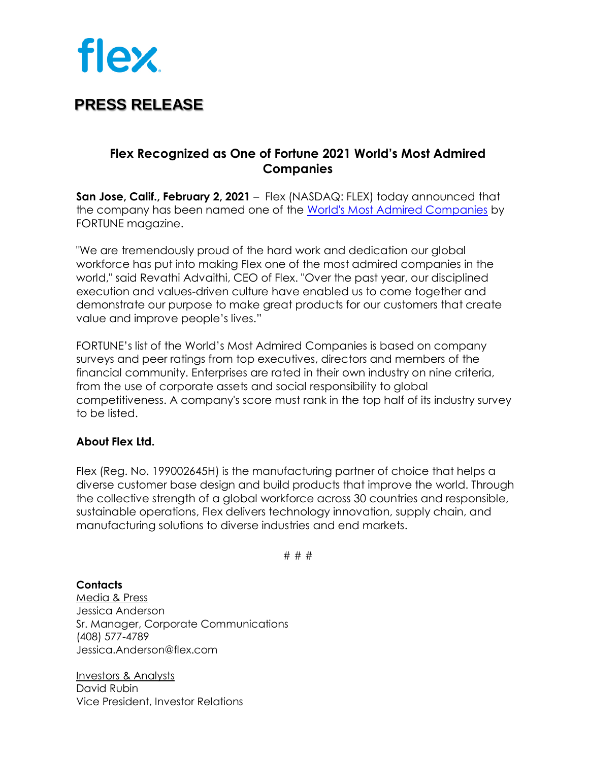flex

# PRESS RELEASE

## Flex Recognized as One of Fortune 2021 World's Most Admired Companies

**San Jose, Calif., February 2, 2021** – Flex (NASDAQ: FLEX) today announced that the company has been named one of the World's Most Admired Companies by FORTUNE magazine.

"We are tremendously proud of the hard work and dedication our global workforce has put into making Flex one of the most admired companies in the world," said Revathi Advaithi, CEO of Flex. "Over the past year, our disciplined execution and values-driven culture have enabled us to come together and demonstrate our purpose to make great products for our customers that create value and improve people's lives."

FORTUNE's list of the World's Most Admired Companies is based on company surveys and peer ratings from top executives, directors and members of the financial community. Enterprises are rated in their own industry on nine criteria, from the use of corporate assets and social responsibility to global competitiveness. A company's score must rank in the top half of its industry survey to be listed.

**About Flex Ltd.**

Flex (Reg. No. 199002645H) is the manufacturing partner of choice that helps a diverse customer base design and build products that improve the world. Through the collective strength of a global workforce across 30 countries and responsible, sustainable operations, Flex delivers technology innovation, supply chain, and manufacturing solutions to diverse industries and end markets.

# # #

**Contacts**

Media & Press
Jessica Anderson
Sr. Manager, Corporate Communications
(408) 577-4789
Jessica.Anderson@flex.com

Investors & Analysts
David Rubin
Vice President, Investor Relations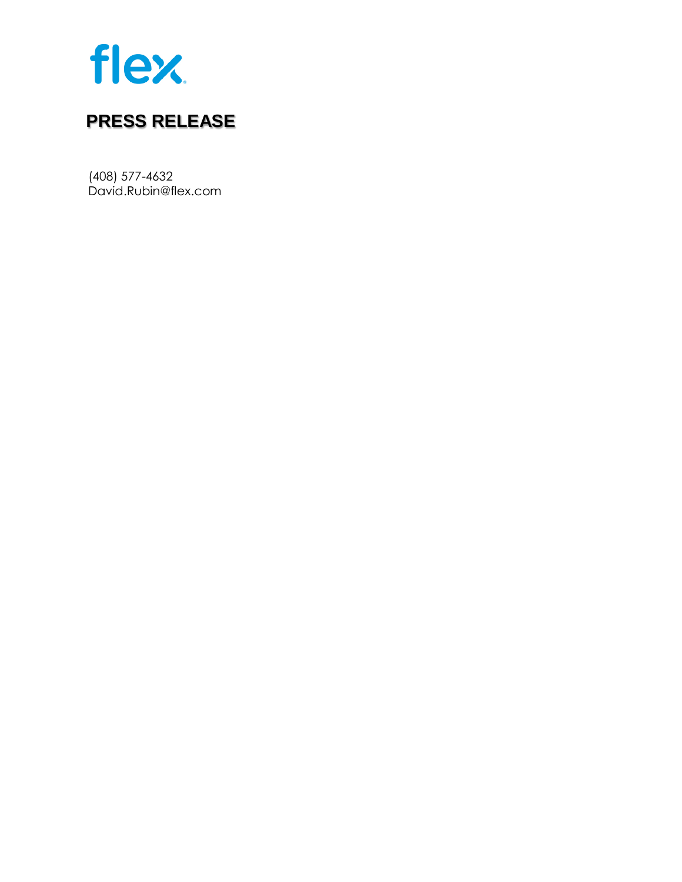flex

# PRESS RELEASE

(408) 577-4632
David.Rubin@flex.com